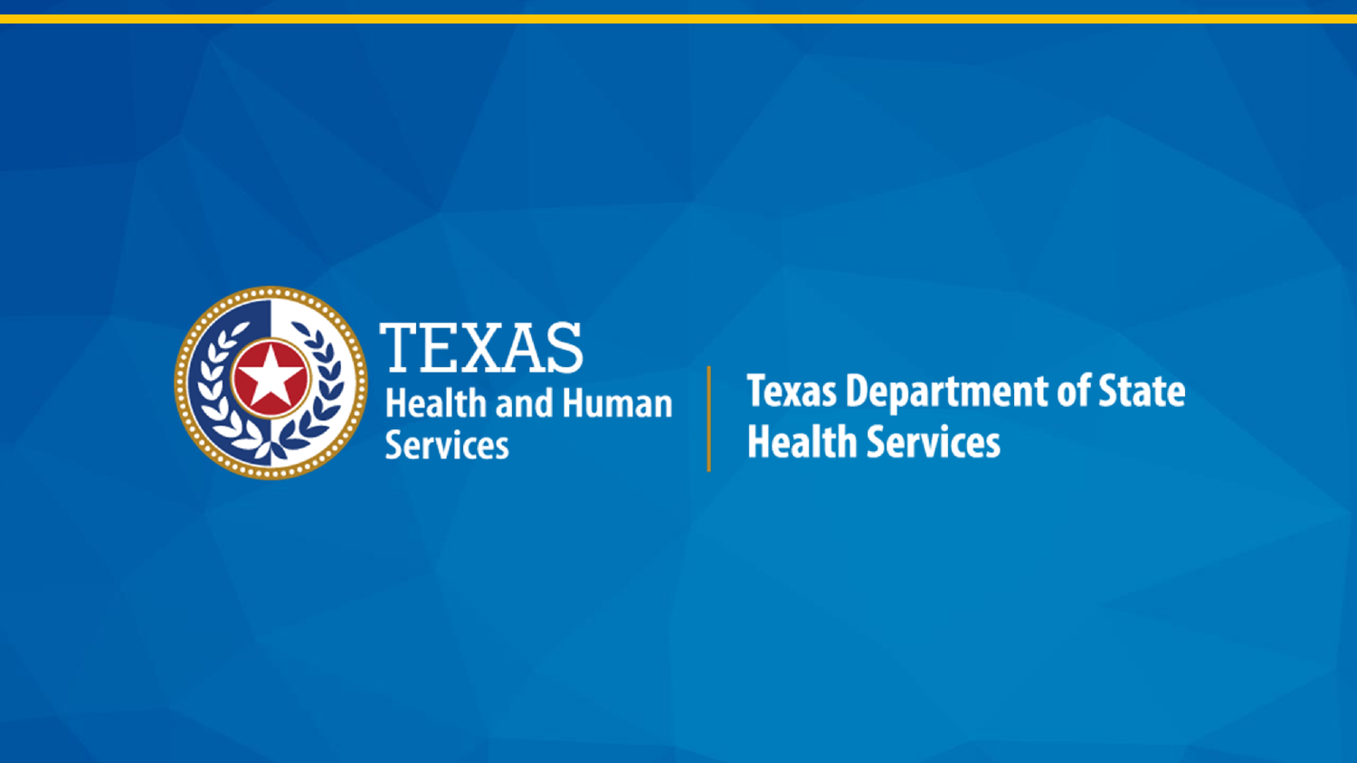TEXAS

Health and Human Services

Texas Department of State Health Services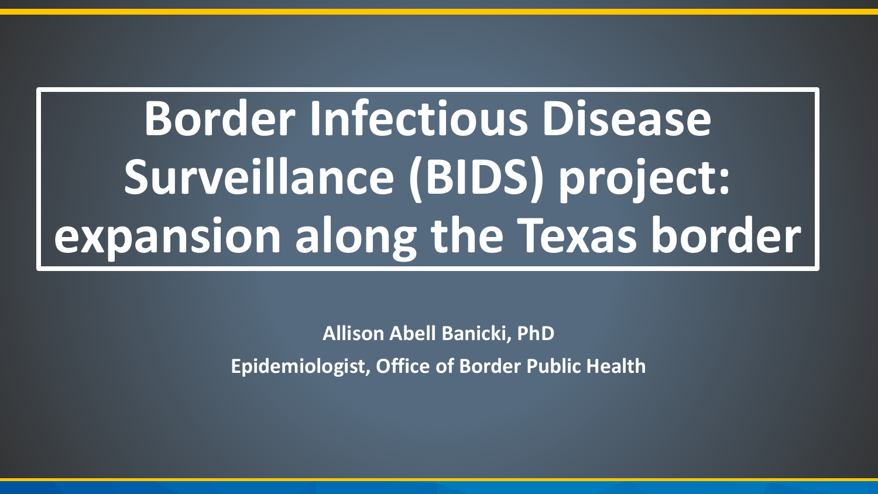# Border Infectious Disease Surveillance (BIDS) project: expansion along the Texas border

**Allison Abell Banicki, PhD**

**Epidemiologist, Office of Border Public Health**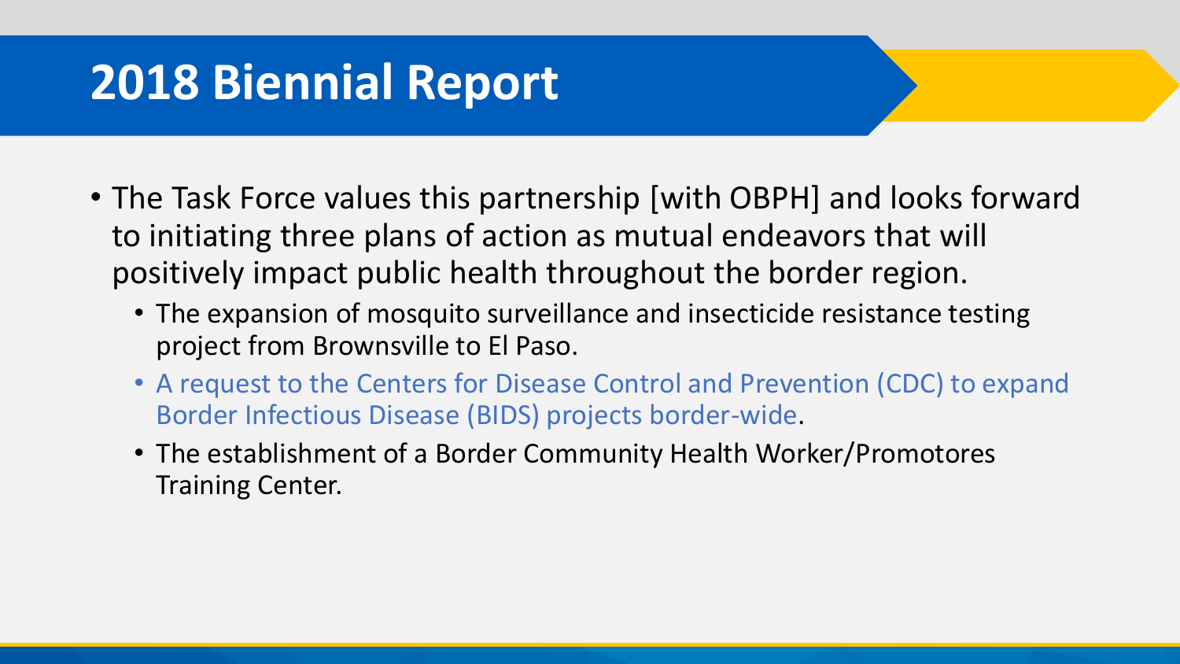# 2018 Biennial Report

- The Task Force values this partnership [with OBPH] and looks forward to initiating three plans of action as mutual endeavors that will positively impact public health throughout the border region.
  - The expansion of mosquito surveillance and insecticide resistance testing project from Brownsville to El Paso.
  - A request to the Centers for Disease Control and Prevention (CDC) to expand Border Infectious Disease (BIDS) projects border-wide.
  - The establishment of a Border Community Health Worker/Promotores Training Center.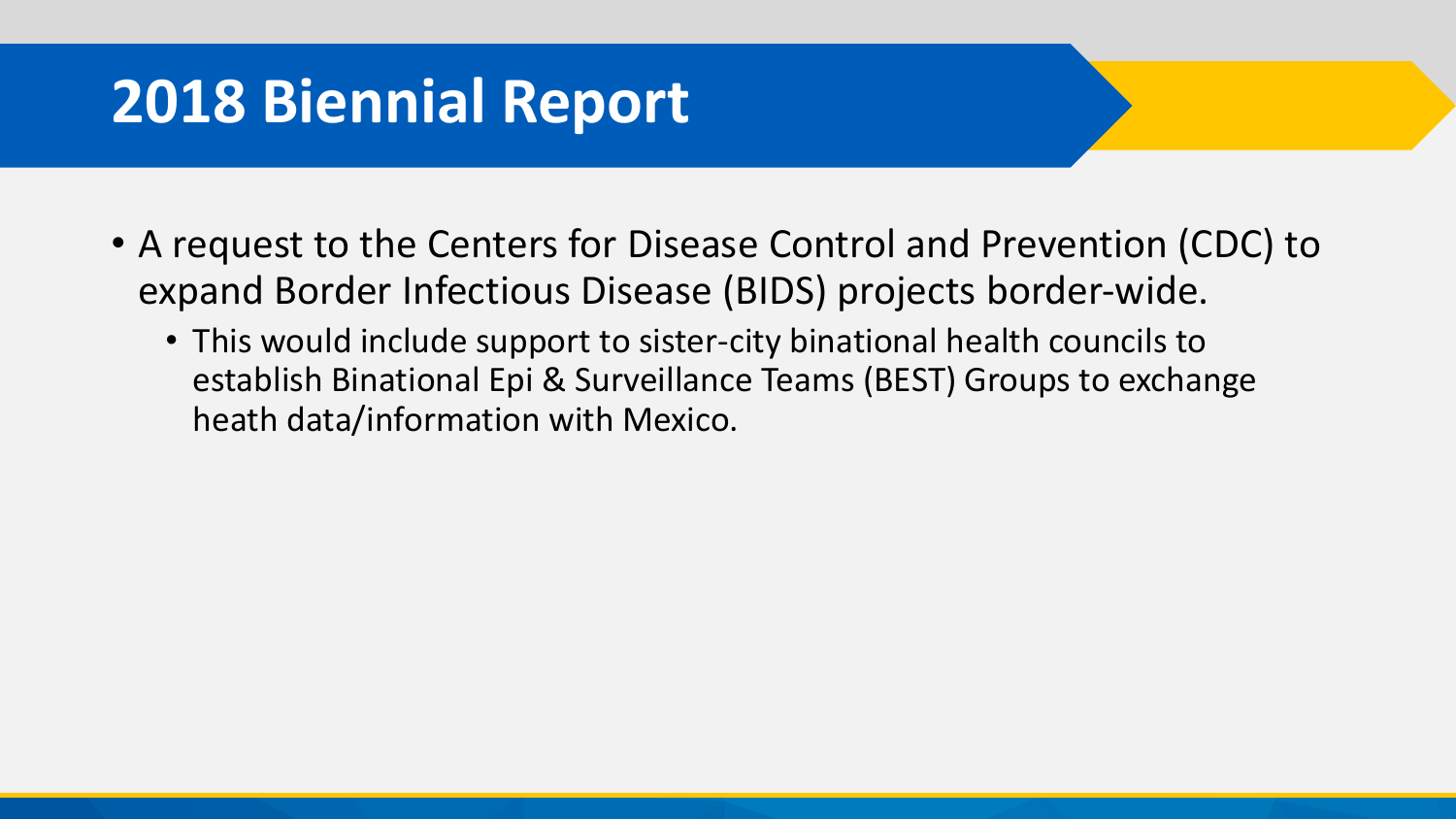# 2018 Biennial Report

- A request to the Centers for Disease Control and Prevention (CDC) to expand Border Infectious Disease (BIDS) projects border-wide.
  - This would include support to sister-city binational health councils to establish Binational Epi & Surveillance Teams (BEST) Groups to exchange heath data/information with Mexico.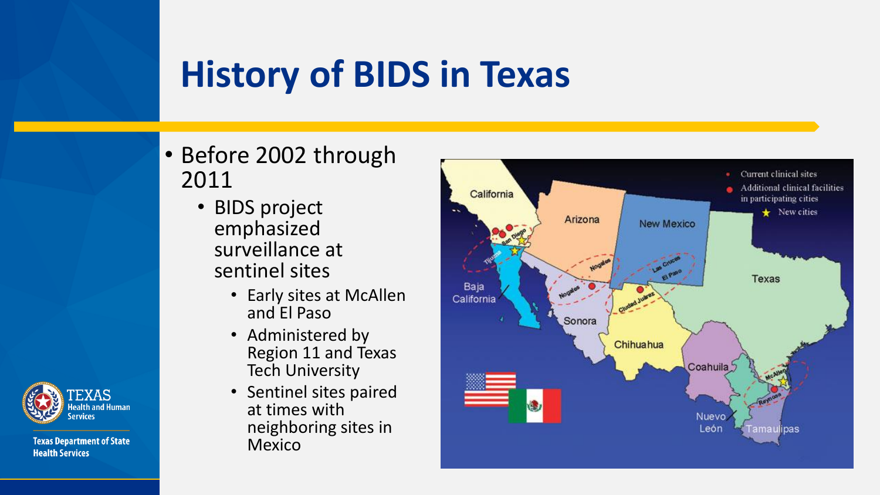# History of BIDS in Texas

- Before 2002 through 2011
  - BIDS project emphasized surveillance at sentinel sites
    - Early sites at McAllen and El Paso
    - Administered by Region 11 and Texas Tech University
    - Sentinel sites paired at times with neighboring sites in Mexico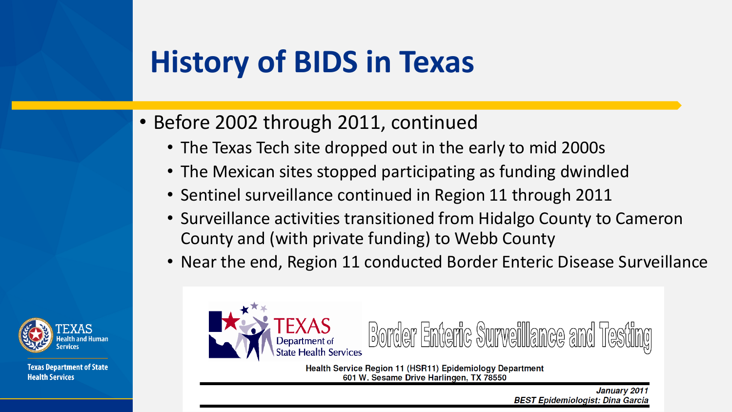# History of BIDS in Texas

- Before 2002 through 2011, continued
  - The Texas Tech site dropped out in the early to mid 2000s
  - The Mexican sites stopped participating as funding dwindled
  - Sentinel surveillance continued in Region 11 through 2011
  - Surveillance activities transitioned from Hidalgo County to Cameron County and (with private funding) to Webb County
  - Near the end, Region 11 conducted Border Enteric Disease Surveillance

TEXAS Department of State Health Services

Border Enteric Surveillance and Testing

Health Service Region 11 (HSR11) Epidemiology Department
601 W. Sesame Drive Harlingen, TX 78550

*January 2011*
***BEST Epidemiologist: Dina Garcia***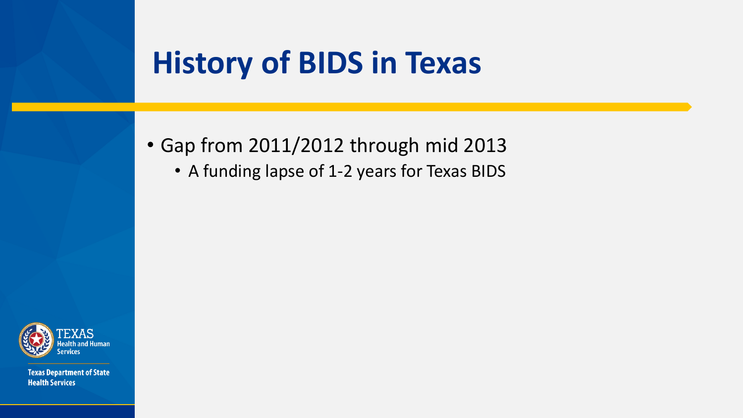# History of BIDS in Texas

- Gap from 2011/2012 through mid 2013
  - A funding lapse of 1-2 years for Texas BIDS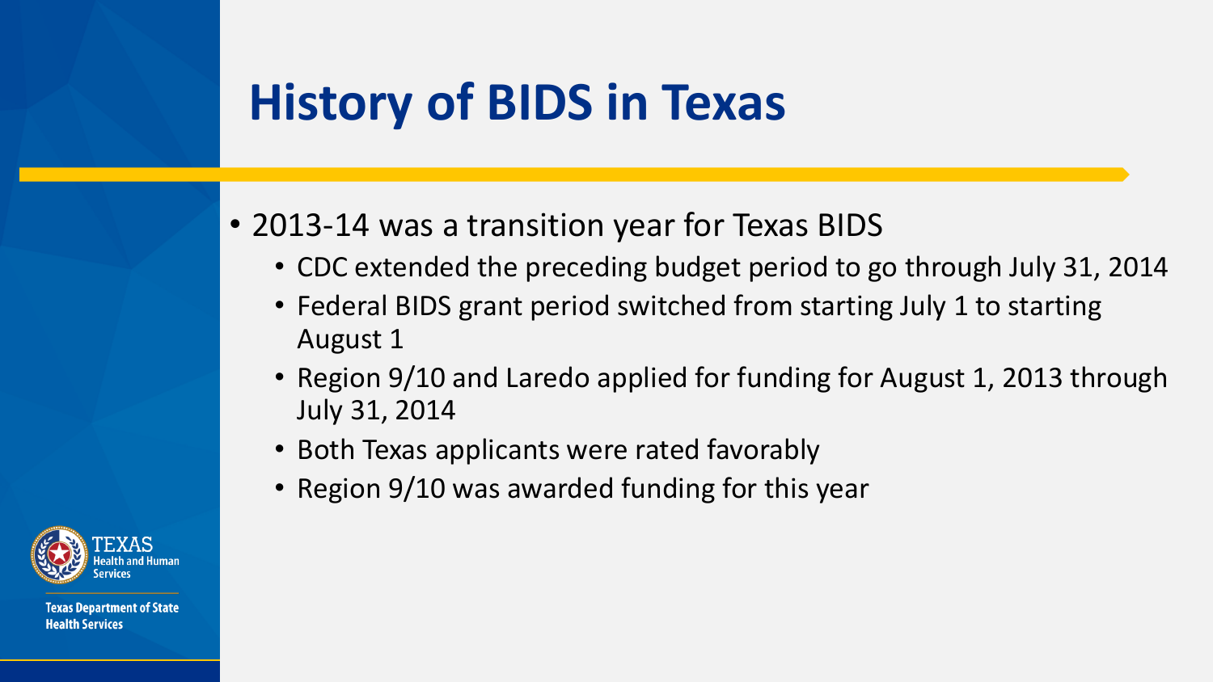# History of BIDS in Texas

- 2013-14 was a transition year for Texas BIDS
  - CDC extended the preceding budget period to go through July 31, 2014
  - Federal BIDS grant period switched from starting July 1 to starting August 1
  - Region 9/10 and Laredo applied for funding for August 1, 2013 through July 31, 2014
  - Both Texas applicants were rated favorably
  - Region 9/10 was awarded funding for this year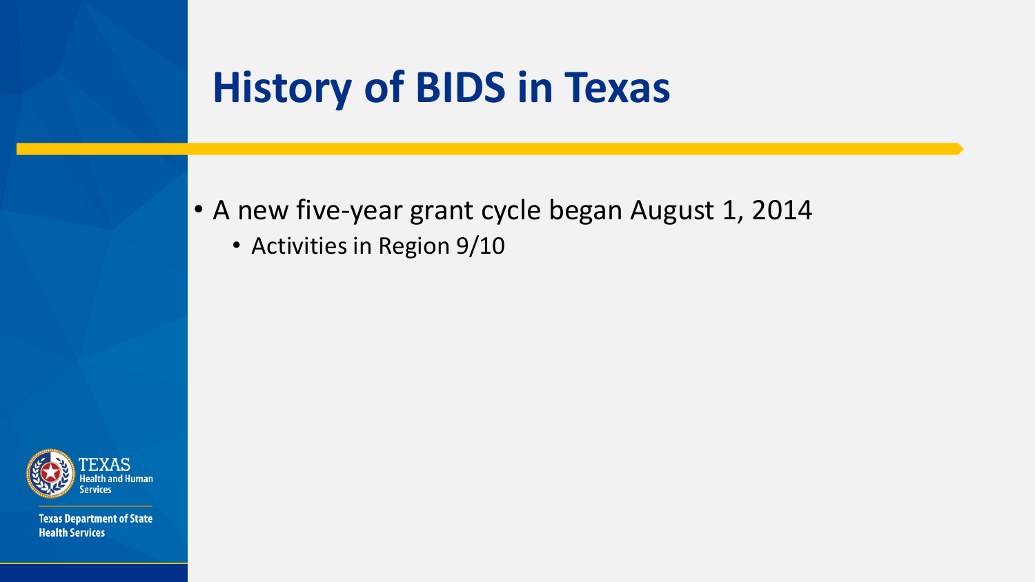# History of BIDS in Texas

- A new five-year grant cycle began August 1, 2014
  - Activities in Region 9/10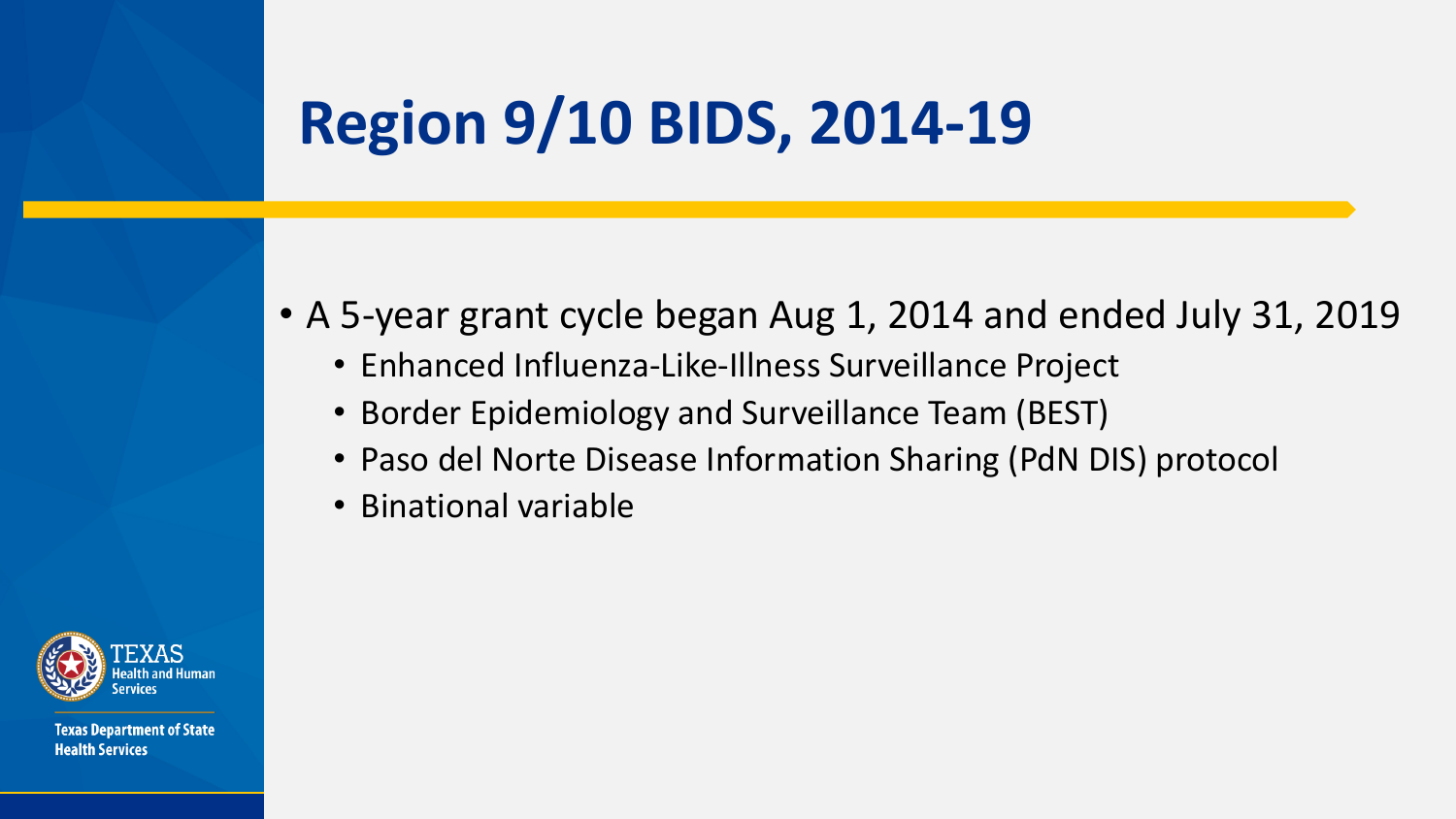# Region 9/10 BIDS, 2014-19

- A 5-year grant cycle began Aug 1, 2014 and ended July 31, 2019
  - Enhanced Influenza-Like-Illness Surveillance Project
  - Border Epidemiology and Surveillance Team (BEST)
  - Paso del Norte Disease Information Sharing (PdN DIS) protocol
  - Binational variable

TEXAS Health and Human Services

Texas Department of State Health Services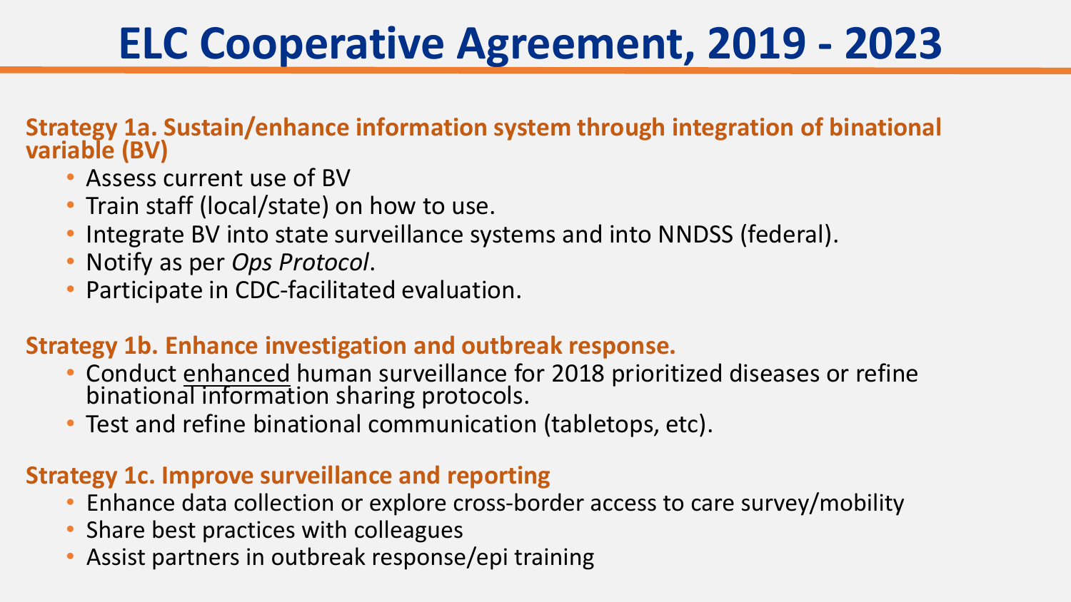# ELC Cooperative Agreement, 2019 - 2023

**Strategy 1a. Sustain/enhance information system through integration of binational variable (BV)**

- Assess current use of BV
- Train staff (local/state) on how to use.
- Integrate BV into state surveillance systems and into NNDSS (federal).
- Notify as per *Ops Protocol*.
- Participate in CDC-facilitated evaluation.

**Strategy 1b. Enhance investigation and outbreak response.**

- Conduct <u>enhanced</u> human surveillance for 2018 prioritized diseases or refine binational information sharing protocols.
- Test and refine binational communication (tabletops, etc).

**Strategy 1c. Improve surveillance and reporting**

- Enhance data collection or explore cross-border access to care survey/mobility
- Share best practices with colleagues
- Assist partners in outbreak response/epi training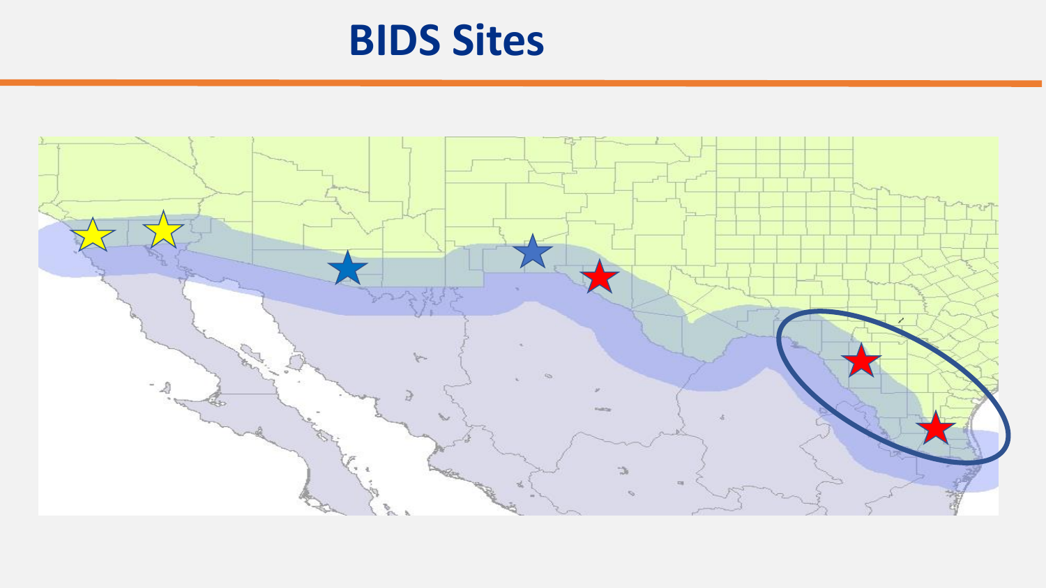# BIDS Sites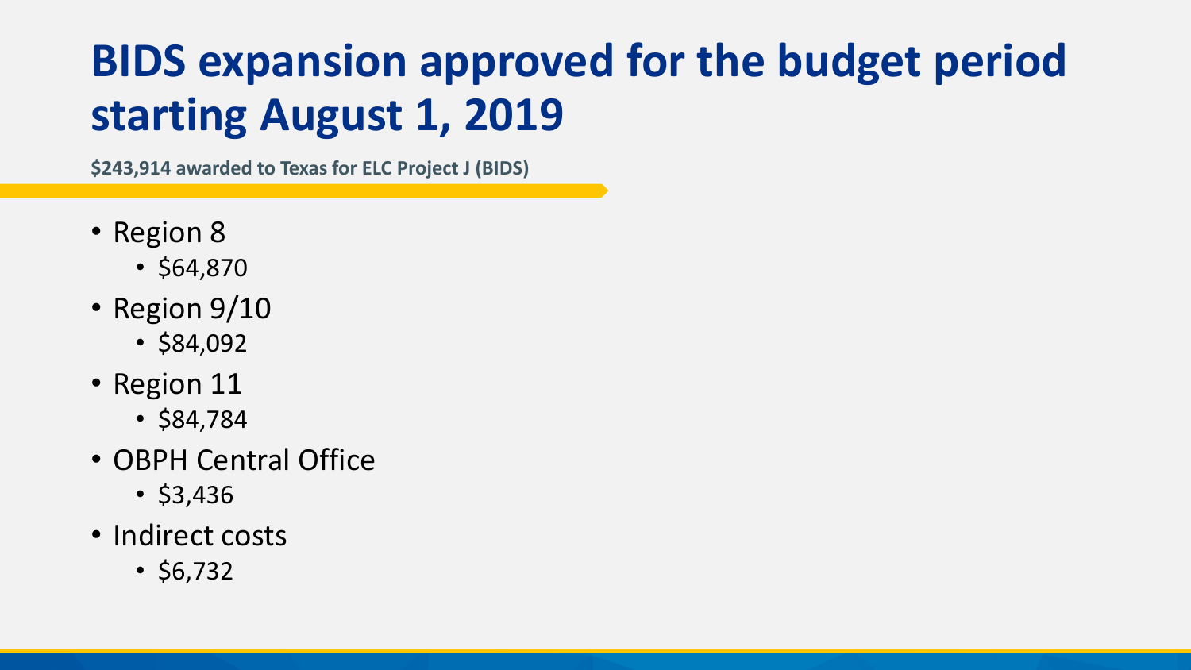# BIDS expansion approved for the budget period starting August 1, 2019

**$243,914 awarded to Texas for ELC Project J (BIDS)**

- Region 8
  - $64,870
- Region 9/10
  - $84,092
- Region 11
  - $84,784
- OBPH Central Office
  - $3,436
- Indirect costs
  - $6,732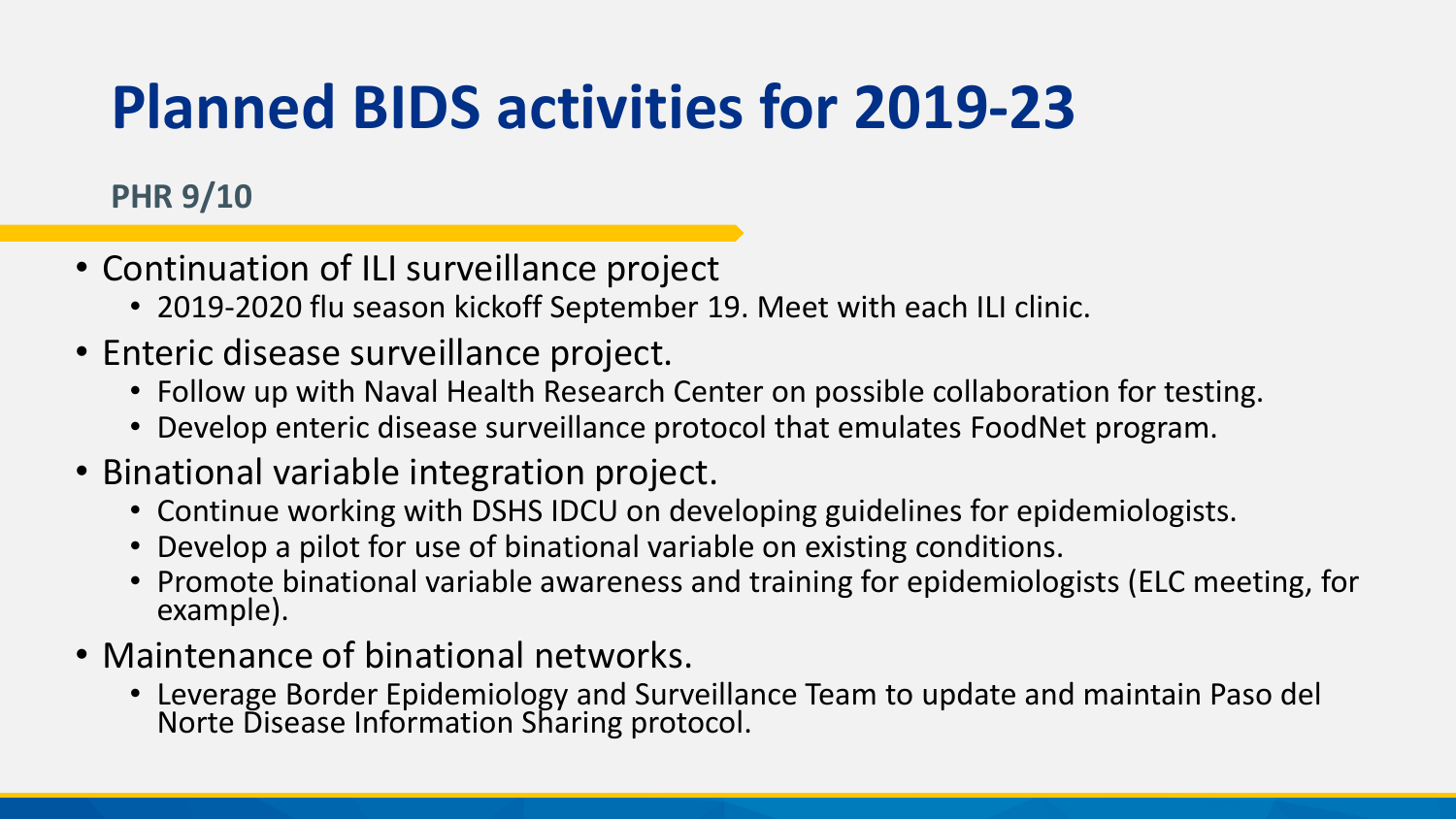# Planned BIDS activities for 2019-23

**PHR 9/10**

- Continuation of ILI surveillance project
  - 2019-2020 flu season kickoff September 19. Meet with each ILI clinic.
- Enteric disease surveillance project.
  - Follow up with Naval Health Research Center on possible collaboration for testing.
  - Develop enteric disease surveillance protocol that emulates FoodNet program.
- Binational variable integration project.
  - Continue working with DSHS IDCU on developing guidelines for epidemiologists.
  - Develop a pilot for use of binational variable on existing conditions.
  - Promote binational variable awareness and training for epidemiologists (ELC meeting, for example).
- Maintenance of binational networks.
  - Leverage Border Epidemiology and Surveillance Team to update and maintain Paso del Norte Disease Information Sharing protocol.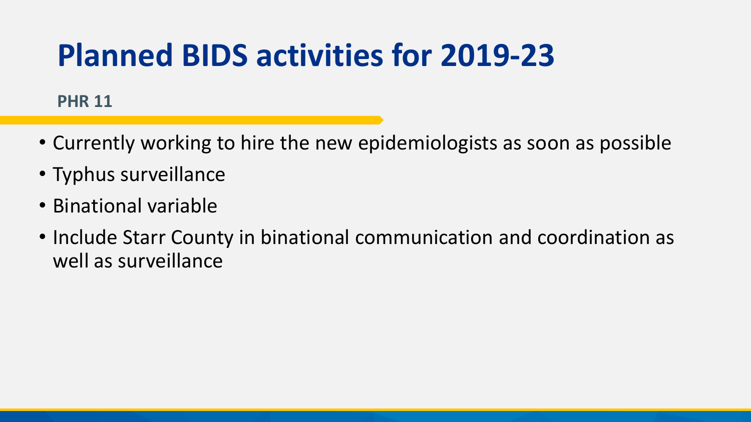# Planned BIDS activities for 2019-23

**PHR 11**

- Currently working to hire the new epidemiologists as soon as possible
- Typhus surveillance
- Binational variable
- Include Starr County in binational communication and coordination as well as surveillance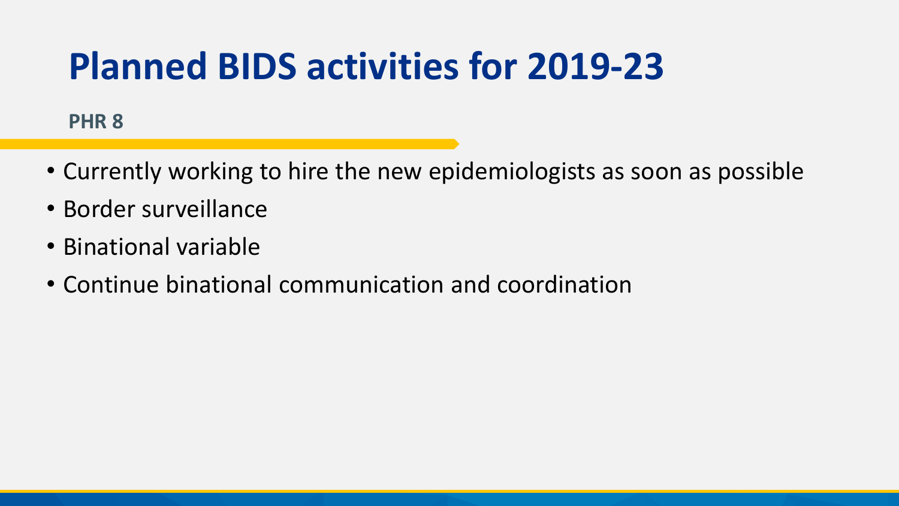# Planned BIDS activities for 2019-23

**PHR 8**

- Currently working to hire the new epidemiologists as soon as possible
- Border surveillance
- Binational variable
- Continue binational communication and coordination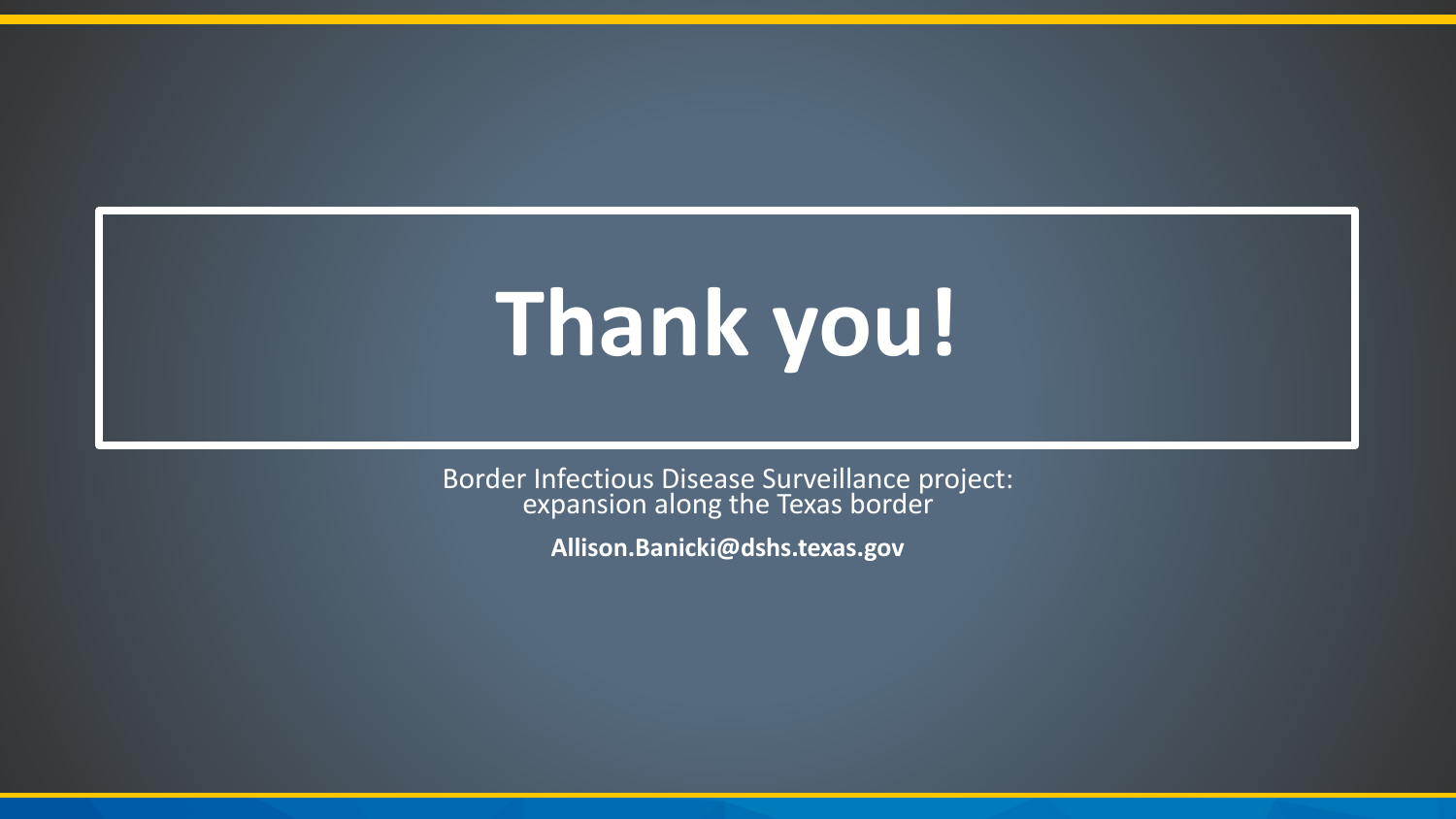# Thank you!

Border Infectious Disease Surveillance project: expansion along the Texas border

**Allison.Banicki@dshs.texas.gov**